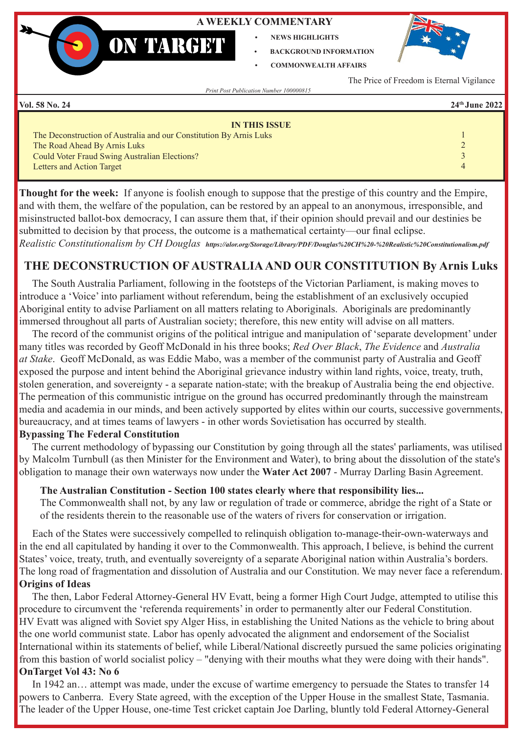# ON TARGET

**A WEEKLY COMMENTARY**

- NEWS HIGHLIGHTS
- BACKGROUND INFORMATION
- COMMONWEALTH AFFAIRS

The Price of Freedom is Eternal Vigilance

*Print Post Publication Number 100000815*

**Vol. 58 No. 24** **24th June 2022**

**IN THIS ISSUE**

| | |
|---|---|
| The Deconstruction of Australia and our Constitution By Arnis Luks | 1 |
| The Road Ahead By Arnis Luks | 2 |
| Could Voter Fraud Swing Australian Elections? | 3 |
| Letters and Action Target | 4 |

**Thought for the week:** If anyone is foolish enough to suppose that the prestige of this country and the Empire, and with them, the welfare of the population, can be restored by an appeal to an anonymous, irresponsible, and misinstructed ballot-box democracy, I can assure them that, if their opinion should prevail and our destinies be submitted to decision by that process, the outcome is a mathematical certainty—our final eclipse.
*Realistic Constitutionalism by CH Douglas* ***https://alor.org/Storage/Library/PDF/Douglas%20CH%20-%20Realistic%20Constitutionalism.pdf***

## THE DECONSTRUCTION OF AUSTRALIA AND OUR CONSTITUTION By Arnis Luks

The South Australia Parliament, following in the footsteps of the Victorian Parliament, is making moves to introduce a 'Voice' into parliament without referendum, being the establishment of an exclusively occupied Aboriginal entity to advise Parliament on all matters relating to Aboriginals. Aboriginals are predominantly immersed throughout all parts of Australian society; therefore, this new entity will advise on all matters.

The record of the communist origins of the political intrigue and manipulation of 'separate development' under many titles was recorded by Geoff McDonald in his three books; *Red Over Black*, *The Evidence* and *Australia at Stake*. Geoff McDonald, as was Eddie Mabo, was a member of the communist party of Australia and Geoff exposed the purpose and intent behind the Aboriginal grievance industry within land rights, voice, treaty, truth, stolen generation, and sovereignty - a separate nation-state; with the breakup of Australia being the end objective. The permeation of this communistic intrigue on the ground has occurred predominantly through the mainstream media and academia in our minds, and been actively supported by elites within our courts, successive governments, bureaucracy, and at times teams of lawyers - in other words Sovietisation has occurred by stealth.

**Bypassing The Federal Constitution**

The current methodology of bypassing our Constitution by going through all the states' parliaments, was utilised by Malcolm Turnbull (as then Minister for the Environment and Water), to bring about the dissolution of the state's obligation to manage their own waterways now under the **Water Act 2007** - Murray Darling Basin Agreement.

> **The Australian Constitution - Section 100 states clearly where that responsibility lies...**
> The Commonwealth shall not, by any law or regulation of trade or commerce, abridge the right of a State or of the residents therein to the reasonable use of the waters of rivers for conservation or irrigation.

Each of the States were successively compelled to relinquish obligation to-manage-their-own-waterways and in the end all capitulated by handing it over to the Commonwealth. This approach, I believe, is behind the current States' voice, treaty, truth, and eventually sovereignty of a separate Aboriginal nation within Australia's borders. The long road of fragmentation and dissolution of Australia and our Constitution. We may never face a referendum.

**Origins of Ideas**

The then, Labor Federal Attorney-General HV Evatt, being a former High Court Judge, attempted to utilise this procedure to circumvent the 'referenda requirements' in order to permanently alter our Federal Constitution. HV Evatt was aligned with Soviet spy Alger Hiss, in establishing the United Nations as the vehicle to bring about the one world communist state. Labor has openly advocated the alignment and endorsement of the Socialist International within its statements of belief, while Liberal/National discreetly pursued the same policies originating from this bastion of world socialist policy – "denying with their mouths what they were doing with their hands".

**OnTarget Vol 43: No 6**

In 1942 an… attempt was made, under the excuse of wartime emergency to persuade the States to transfer 14 powers to Canberra. Every State agreed, with the exception of the Upper House in the smallest State, Tasmania. The leader of the Upper House, one-time Test cricket captain Joe Darling, bluntly told Federal Attorney-General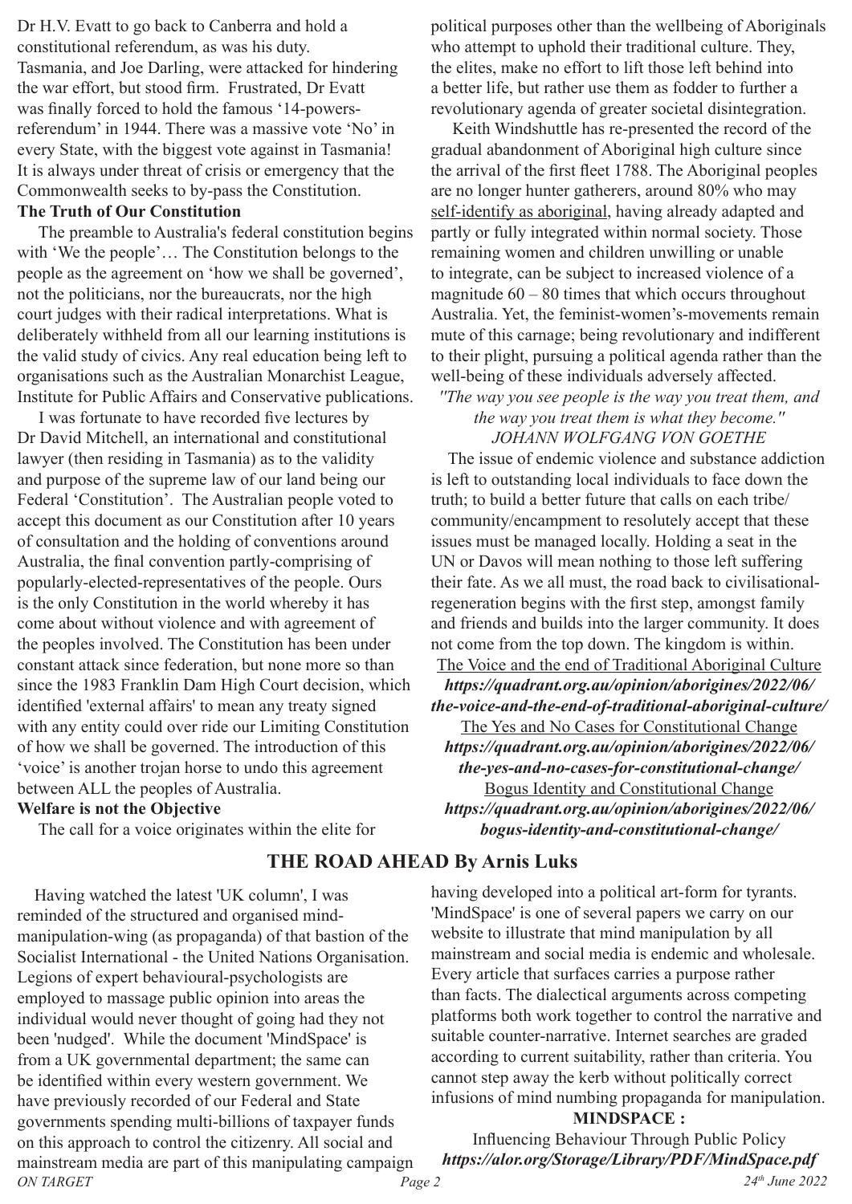Dr H.V. Evatt to go back to Canberra and hold a constitutional referendum, as was his duty. Tasmania, and Joe Darling, were attacked for hindering the war effort, but stood firm. Frustrated, Dr Evatt was finally forced to hold the famous '14-powers-referendum' in 1944. There was a massive vote 'No' in every State, with the biggest vote against in Tasmania! It is always under threat of crisis or emergency that the Commonwealth seeks to by-pass the Constitution.

**The Truth of Our Constitution**

The preamble to Australia's federal constitution begins with 'We the people'… The Constitution belongs to the people as the agreement on 'how we shall be governed', not the politicians, nor the bureaucrats, nor the high court judges with their radical interpretations. What is deliberately withheld from all our learning institutions is the valid study of civics. Any real education being left to organisations such as the Australian Monarchist League, Institute for Public Affairs and Conservative publications.

I was fortunate to have recorded five lectures by Dr David Mitchell, an international and constitutional lawyer (then residing in Tasmania) as to the validity and purpose of the supreme law of our land being our Federal 'Constitution'. The Australian people voted to accept this document as our Constitution after 10 years of consultation and the holding of conventions around Australia, the final convention partly-comprising of popularly-elected-representatives of the people. Ours is the only Constitution in the world whereby it has come about without violence and with agreement of the peoples involved. The Constitution has been under constant attack since federation, but none more so than since the 1983 Franklin Dam High Court decision, which identified 'external affairs' to mean any treaty signed with any entity could over ride our Limiting Constitution of how we shall be governed. The introduction of this 'voice' is another trojan horse to undo this agreement between ALL the peoples of Australia.

**Welfare is not the Objective**

The call for a voice originates within the elite for political purposes other than the wellbeing of Aboriginals who attempt to uphold their traditional culture. They, the elites, make no effort to lift those left behind into a better life, but rather use them as fodder to further a revolutionary agenda of greater societal disintegration.

Keith Windshuttle has re-presented the record of the gradual abandonment of Aboriginal high culture since the arrival of the first fleet 1788. The Aboriginal peoples are no longer hunter gatherers, around 80% who may self-identify as aboriginal, having already adapted and partly or fully integrated within normal society. Those remaining women and children unwilling or unable to integrate, can be subject to increased violence of a magnitude 60 – 80 times that which occurs throughout Australia. Yet, the feminist-women's-movements remain mute of this carnage; being revolutionary and indifferent to their plight, pursuing a political agenda rather than the well-being of these individuals adversely affected.

*"The way you see people is the way you treat them, and the way you treat them is what they become."*
*JOHANN WOLFGANG VON GOETHE*

The issue of endemic violence and substance addiction is left to outstanding local individuals to face down the truth; to build a better future that calls on each tribe/community/encampment to resolutely accept that these issues must be managed locally. Holding a seat in the UN or Davos will mean nothing to those left suffering their fate. As we all must, the road back to civilisational-regeneration begins with the first step, amongst family and friends and builds into the larger community. It does not come from the top down. The kingdom is within.

The Voice and the end of Traditional Aboriginal Culture
***https://quadrant.org.au/opinion/aborigines/2022/06/the-voice-and-the-end-of-traditional-aboriginal-culture/***

The Yes and No Cases for Constitutional Change
***https://quadrant.org.au/opinion/aborigines/2022/06/the-yes-and-no-cases-for-constitutional-change/***

Bogus Identity and Constitutional Change
***https://quadrant.org.au/opinion/aborigines/2022/06/bogus-identity-and-constitutional-change/***

## THE ROAD AHEAD By Arnis Luks

Having watched the latest 'UK column', I was reminded of the structured and organised mind-manipulation-wing (as propaganda) of that bastion of the Socialist International - the United Nations Organisation. Legions of expert behavioural-psychologists are employed to massage public opinion into areas the individual would never thought of going had they not been 'nudged'. While the document 'MindSpace' is from a UK governmental department; the same can be identified within every western government. We have previously recorded of our Federal and State governments spending multi-billions of taxpayer funds on this approach to control the citizenry. All social and mainstream media are part of this manipulating campaign having developed into a political art-form for tyrants. 'MindSpace' is one of several papers we carry on our website to illustrate that mind manipulation by all mainstream and social media is endemic and wholesale. Every article that surfaces carries a purpose rather than facts. The dialectical arguments across competing platforms both work together to control the narrative and suitable counter-narrative. Internet searches are graded according to current suitability, rather than criteria. You cannot step away the kerb without politically correct infusions of mind numbing propaganda for manipulation.

**MINDSPACE :**

Influencing Behaviour Through Public Policy
***https://alor.org/Storage/Library/PDF/MindSpace.pdf***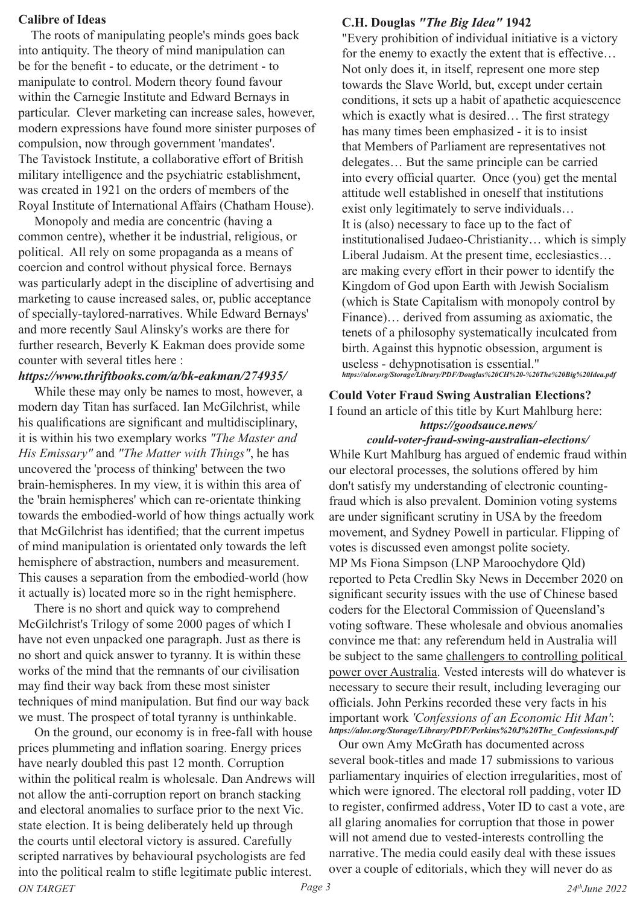## Calibre of Ideas

The roots of manipulating people's minds goes back into antiquity. The theory of mind manipulation can be for the benefit - to educate, or the detriment - to manipulate to control. Modern theory found favour within the Carnegie Institute and Edward Bernays in particular. Clever marketing can increase sales, however, modern expressions have found more sinister purposes of compulsion, now through government 'mandates'. The Tavistock Institute, a collaborative effort of British military intelligence and the psychiatric establishment, was created in 1921 on the orders of members of the Royal Institute of International Affairs (Chatham House).

Monopoly and media are concentric (having a common centre), whether it be industrial, religious, or political. All rely on some propaganda as a means of coercion and control without physical force. Bernays was particularly adept in the discipline of advertising and marketing to cause increased sales, or, public acceptance of specially-taylored-narratives. While Edward Bernays' and more recently Saul Alinsky's works are there for further research, Beverly K Eakman does provide some counter with several titles here :

***https://www.thriftbooks.com/a/bk-eakman/274935/***

While these may only be names to most, however, a modern day Titan has surfaced. Ian McGilchrist, while his qualifications are significant and multidisciplinary, it is within his two exemplary works *"The Master and His Emissary"* and *"The Matter with Things"*, he has uncovered the 'process of thinking' between the two brain-hemispheres. In my view, it is within this area of the 'brain hemispheres' which can re-orientate thinking towards the embodied-world of how things actually work that McGilchrist has identified; that the current impetus of mind manipulation is orientated only towards the left hemisphere of abstraction, numbers and measurement. This causes a separation from the embodied-world (how it actually is) located more so in the right hemisphere.

There is no short and quick way to comprehend McGilchrist's Trilogy of some 2000 pages of which I have not even unpacked one paragraph. Just as there is no short and quick answer to tyranny. It is within these works of the mind that the remnants of our civilisation may find their way back from these most sinister techniques of mind manipulation. But find our way back we must. The prospect of total tyranny is unthinkable.

On the ground, our economy is in free-fall with house prices plummeting and inflation soaring. Energy prices have nearly doubled this past 12 month. Corruption within the political realm is wholesale. Dan Andrews will not allow the anti-corruption report on branch stacking and electoral anomalies to surface prior to the next Vic. state election. It is being deliberately held up through the courts until electoral victory is assured. Carefully scripted narratives by behavioural psychologists are fed into the political realm to stifle legitimate public interest.

## C.H. Douglas *"The Big Idea"* 1942

"Every prohibition of individual initiative is a victory for the enemy to exactly the extent that is effective… Not only does it, in itself, represent one more step towards the Slave World, but, except under certain conditions, it sets up a habit of apathetic acquiescence which is exactly what is desired… The first strategy has many times been emphasized - it is to insist that Members of Parliament are representatives not delegates… But the same principle can be carried into every official quarter. Once (you) get the mental attitude well established in oneself that institutions exist only legitimately to serve individuals… It is (also) necessary to face up to the fact of institutionalised Judaeo-Christianity… which is simply Liberal Judaism. At the present time, ecclesiastics… are making every effort in their power to identify the Kingdom of God upon Earth with Jewish Socialism (which is State Capitalism with monopoly control by Finance)… derived from assuming as axiomatic, the tenets of a philosophy systematically inculcated from birth. Against this hypnotic obsession, argument is useless - dehypnotisation is essential."

***https://alor.org/Storage/Library/PDF/Douglas%20CH%20-%20The%20Big%20Idea.pdf***

## Could Voter Fraud Swing Australian Elections?

I found an article of this title by Kurt Mahlburg here:

***https://goodsauce.news/could-voter-fraud-swing-australian-elections/***

While Kurt Mahlburg has argued of endemic fraud within our electoral processes, the solutions offered by him don't satisfy my understanding of electronic counting-fraud which is also prevalent. Dominion voting systems are under significant scrutiny in USA by the freedom movement, and Sydney Powell in particular. Flipping of votes is discussed even amongst polite society. MP Ms Fiona Simpson (LNP Maroochydore Qld) reported to Peta Credlin Sky News in December 2020 on significant security issues with the use of Chinese based coders for the Electoral Commission of Queensland's voting software. These wholesale and obvious anomalies convince me that: any referendum held in Australia will be subject to the same challengers to controlling political power over Australia. Vested interests will do whatever is necessary to secure their result, including leveraging our officials. John Perkins recorded these very facts in his important work *'Confessions of an Economic Hit Man'*: ***https://alor.org/Storage/Library/PDF/Perkins%20J%20The_Confessions.pdf***

Our own Amy McGrath has documented across several book-titles and made 17 submissions to various parliamentary inquiries of election irregularities, most of which were ignored. The electoral roll padding, voter ID to register, confirmed address, Voter ID to cast a vote, are all glaring anomalies for corruption that those in power will not amend due to vested-interests controlling the narrative. The media could easily deal with these issues over a couple of editorials, which they will never do as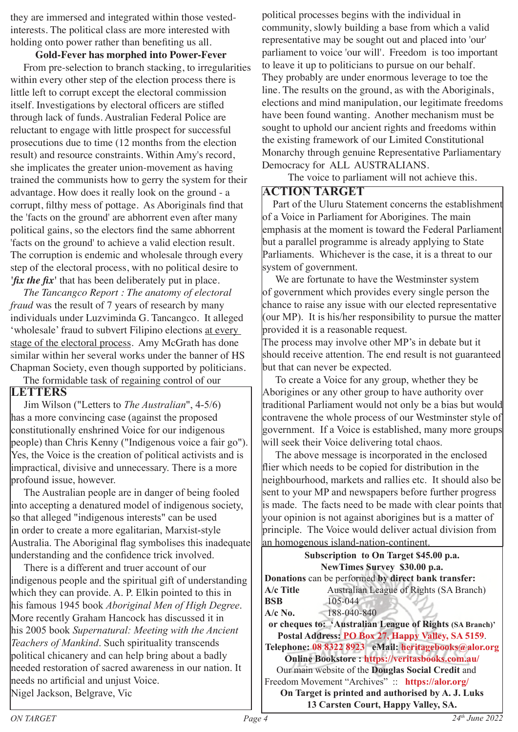they are immersed and integrated within those vested-interests. The political class are more interested with holding onto power rather than benefiting us all.

**Gold-Fever has morphed into Power-Fever**

From pre-selection to branch stacking, to irregularities within every other step of the election process there is little left to corrupt except the electoral commission itself. Investigations by electoral officers are stifled through lack of funds. Australian Federal Police are reluctant to engage with little prospect for successful prosecutions due to time (12 months from the election result) and resource constraints. Within Amy's record, she implicates the greater union-movement as having trained the communists how to gerry the system for their advantage. How does it really look on the ground - a corrupt, filthy mess of pottage. As Aboriginals find that the 'facts on the ground' are abhorrent even after many political gains, so the electors find the same abhorrent 'facts on the ground' to achieve a valid election result. The corruption is endemic and wholesale through every step of the electoral process, with no political desire to '***fix the fix***' that has been deliberately put in place.

*The Tancangco Report : The anatomy of electoral fraud* was the result of 7 years of research by many individuals under Luzviminda G. Tancangco. It alleged 'wholesale' fraud to subvert Filipino elections at every stage of the electoral process. Amy McGrath has done similar within her several works under the banner of HS Chapman Society, even though supported by politicians.

The formidable task of regaining control of our political processes begins with the individual in community, slowly building a base from which a valid representative may be sought out and placed into 'our' parliament to voice 'our will'. Freedom is too important to leave it up to politicians to pursue on our behalf. They probably are under enormous leverage to toe the line. The results on the ground, as with the Aboriginals, elections and mind manipulation, our legitimate freedoms have been found wanting. Another mechanism must be sought to uphold our ancient rights and freedoms within the existing framework of our Limited Constitutional Monarchy through genuine Representative Parliamentary Democracy for ALL AUSTRALIANS.

The voice to parliament will not achieve this.

## LETTERS

Jim Wilson ("Letters to *The Australian*", 4-5/6) has a more convincing case (against the proposed constitutionally enshrined Voice for our indigenous people) than Chris Kenny ("Indigenous voice a fair go"). Yes, the Voice is the creation of political activists and is impractical, divisive and unnecessary. There is a more profound issue, however.

The Australian people are in danger of being fooled into accepting a denatured model of indigenous society, so that alleged "indigenous interests" can be used in order to create a more egalitarian, Marxist-style Australia. The Aboriginal flag symbolises this inadequate understanding and the confidence trick involved.

There is a different and truer account of our indigenous people and the spiritual gift of understanding which they can provide. A. P. Elkin pointed to this in his famous 1945 book *Aboriginal Men of High Degree*. More recently Graham Hancock has discussed it in his 2005 book *Supernatural: Meeting with the Ancient Teachers of Mankind*. Such spirituality transcends political chicanery and can help bring about a badly needed restoration of sacred awareness in our nation. It needs no artificial and unjust Voice.

Nigel Jackson, Belgrave, Vic

## ACTION TARGET

Part of the Uluru Statement concerns the establishment of a Voice in Parliament for Aborigines. The main emphasis at the moment is toward the Federal Parliament but a parallel programme is already applying to State Parliaments. Whichever is the case, it is a threat to our system of government.

We are fortunate to have the Westminster system of government which provides every single person the chance to raise any issue with our elected representative (our MP). It is his/her responsibility to pursue the matter provided it is a reasonable request.

The process may involve other MP's in debate but it should receive attention. The end result is not guaranteed but that can never be expected.

To create a Voice for any group, whether they be Aborigines or any other group to have authority over traditional Parliament would not only be a bias but would contravene the whole process of our Westminster style of government. If a Voice is established, many more groups will seek their Voice delivering total chaos.

The above message is incorporated in the enclosed flier which needs to be copied for distribution in the neighbourhood, markets and rallies etc. It should also be sent to your MP and newspapers before further progress is made. The facts need to be made with clear points that your opinion is not against aborigines but is a matter of principle. The Voice would deliver actual division from an homogenous island-nation-continent.

---

**Subscription to On Target $45.00 p.a.**
**NewTimes Survey $30.00 p.a.**

**Donations** can be performed **by direct bank transfer:**

**A/c Title** Australian League of Rights (SA Branch)
**BSB** 105-044
**A/c No.** 188-040-840

**or cheques to: 'Australian League of Rights (SA Branch)'**
**Postal Address: PO Box 27, Happy Valley, SA 5159.**
**Telephone: 08 8322 8923 eMail: heritagebooks@alor.org**
**Online Bookstore : https://veritasbooks.com.au/**

Our main website of the **Douglas Social Credit** and Freedom Movement "Archives" :: **https://alor.org/**

**On Target is printed and authorised by A. J. Luks**
**13 Carsten Court, Happy Valley, SA.**